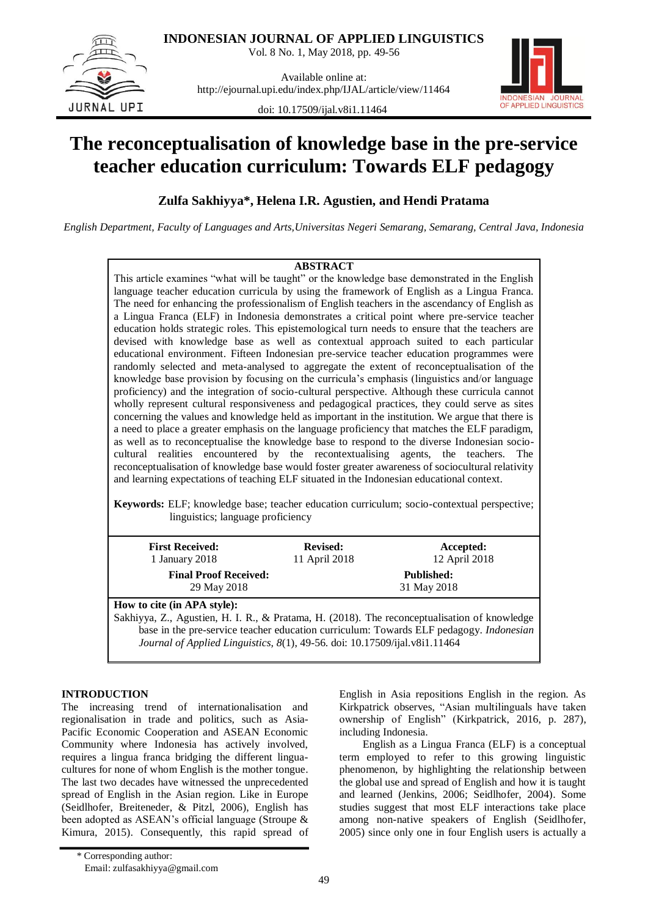# The reconceptualisation of knowledge base in the pre-service teacher education curriculum: Towards ELF pedagogy

**Zulfa Sakhiyya*, Helena I.R. Agustien, and Hendi Pratama**

*English Department, Faculty of Languages and Arts, Universitas Negeri Semarang, Semarang, Central Java, Indonesia*

**ABSTRACT**

This article examines "what will be taught" or the knowledge base demonstrated in the English language teacher education curricula by using the framework of English as a Lingua Franca. The need for enhancing the professionalism of English teachers in the ascendancy of English as a Lingua Franca (ELF) in Indonesia demonstrates a critical point where pre-service teacher education holds strategic roles. This epistemological turn needs to ensure that the teachers are devised with knowledge base as well as contextual approach suited to each particular educational environment. Fifteen Indonesian pre-service teacher education programmes were randomly selected and meta-analysed to aggregate the extent of reconceptualisation of the knowledge base provision by focusing on the curricula's emphasis (linguistics and/or language proficiency) and the integration of socio-cultural perspective. Although these curricula cannot wholly represent cultural responsiveness and pedagogical practices, they could serve as sites concerning the values and knowledge held as important in the institution. We argue that there is a need to place a greater emphasis on the language proficiency that matches the ELF paradigm, as well as to reconceptualise the knowledge base to respond to the diverse Indonesian socio-cultural realities encountered by the recontextualising agents, the teachers. The reconceptualisation of knowledge base would foster greater awareness of sociocultural relativity and learning expectations of teaching ELF situated in the Indonesian educational context.

**Keywords:** ELF; knowledge base; teacher education curriculum; socio-contextual perspective; linguistics; language proficiency

| **First Received:** 1 January 2018 | **Revised:** 11 April 2018 | **Accepted:** 12 April 2018 |
|---|---|---|
| **Final Proof Received:** 29 May 2018 | | **Published:** 31 May 2018 |

**How to cite (in APA style):**
Sakhiyya, Z., Agustien, H. I. R., & Pratama, H. (2018). The reconceptualisation of knowledge base in the pre-service teacher education curriculum: Towards ELF pedagogy. *Indonesian Journal of Applied Linguistics, 8*(1), 49-56. doi: 10.17509/ijal.v8i1.11464

## INTRODUCTION

The increasing trend of internationalisation and regionalisation in trade and politics, such as Asia-Pacific Economic Cooperation and ASEAN Economic Community where Indonesia has actively involved, requires a lingua franca bridging the different lingua-cultures for none of whom English is the mother tongue. The last two decades have witnessed the unprecedented spread of English in the Asian region. Like in Europe (Seidlhofer, Breiteneder, & Pitzl, 2006), English has been adopted as ASEAN's official language (Stroupe & Kimura, 2015). Consequently, this rapid spread of English in Asia repositions English in the region. As Kirkpatrick observes, "Asian multilinguals have taken ownership of English" (Kirkpatrick, 2016, p. 287), including Indonesia.

English as a Lingua Franca (ELF) is a conceptual term employed to refer to this growing linguistic phenomenon, by highlighting the relationship between the global use and spread of English and how it is taught and learned (Jenkins, 2006; Seidlhofer, 2004). Some studies suggest that most ELF interactions take place among non-native speakers of English (Seidlhofer, 2005) since only one in four English users is actually a

\* Corresponding author:
Email: zulfasakhiyya@gmail.com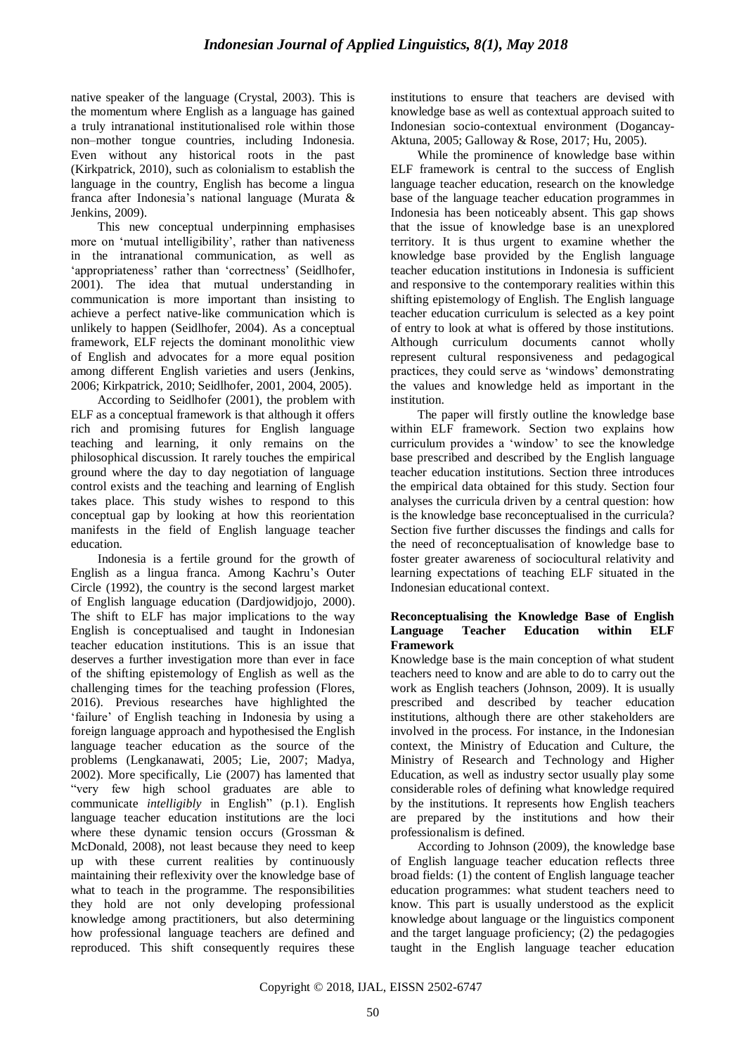native speaker of the language (Crystal, 2003). This is the momentum where English as a language has gained a truly intranational institutionalised role within those non–mother tongue countries, including Indonesia. Even without any historical roots in the past (Kirkpatrick, 2010), such as colonialism to establish the language in the country, English has become a lingua franca after Indonesia's national language (Murata & Jenkins, 2009).

This new conceptual underpinning emphasises more on 'mutual intelligibility', rather than nativeness in the intranational communication, as well as 'appropriateness' rather than 'correctness' (Seidlhofer, 2001). The idea that mutual understanding in communication is more important than insisting to achieve a perfect native-like communication which is unlikely to happen (Seidlhofer, 2004). As a conceptual framework, ELF rejects the dominant monolithic view of English and advocates for a more equal position among different English varieties and users (Jenkins, 2006; Kirkpatrick, 2010; Seidlhofer, 2001, 2004, 2005).

According to Seidlhofer (2001), the problem with ELF as a conceptual framework is that although it offers rich and promising futures for English language teaching and learning, it only remains on the philosophical discussion. It rarely touches the empirical ground where the day to day negotiation of language control exists and the teaching and learning of English takes place. This study wishes to respond to this conceptual gap by looking at how this reorientation manifests in the field of English language teacher education.

Indonesia is a fertile ground for the growth of English as a lingua franca. Among Kachru's Outer Circle (1992), the country is the second largest market of English language education (Dardjowidjojo, 2000). The shift to ELF has major implications to the way English is conceptualised and taught in Indonesian teacher education institutions. This is an issue that deserves a further investigation more than ever in face of the shifting epistemology of English as well as the challenging times for the teaching profession (Flores, 2016). Previous researches have highlighted the 'failure' of English teaching in Indonesia by using a foreign language approach and hypothesised the English language teacher education as the source of the problems (Lengkanawati, 2005; Lie, 2007; Madya, 2002). More specifically, Lie (2007) has lamented that "very few high school graduates are able to communicate *intelligibly* in English" (p.1). English language teacher education institutions are the loci where these dynamic tension occurs (Grossman & McDonald, 2008), not least because they need to keep up with these current realities by continuously maintaining their reflexivity over the knowledge base of what to teach in the programme. The responsibilities they hold are not only developing professional knowledge among practitioners, but also determining how professional language teachers are defined and reproduced. This shift consequently requires these institutions to ensure that teachers are devised with knowledge base as well as contextual approach suited to Indonesian socio-contextual environment (Dogancay-Aktuna, 2005; Galloway & Rose, 2017; Hu, 2005).

While the prominence of knowledge base within ELF framework is central to the success of English language teacher education, research on the knowledge base of the language teacher education programmes in Indonesia has been noticeably absent. This gap shows that the issue of knowledge base is an unexplored territory. It is thus urgent to examine whether the knowledge base provided by the English language teacher education institutions in Indonesia is sufficient and responsive to the contemporary realities within this shifting epistemology of English. The English language teacher education curriculum is selected as a key point of entry to look at what is offered by those institutions. Although curriculum documents cannot wholly represent cultural responsiveness and pedagogical practices, they could serve as 'windows' demonstrating the values and knowledge held as important in the institution.

The paper will firstly outline the knowledge base within ELF framework. Section two explains how curriculum provides a 'window' to see the knowledge base prescribed and described by the English language teacher education institutions. Section three introduces the empirical data obtained for this study. Section four analyses the curricula driven by a central question: how is the knowledge base reconceptualised in the curricula? Section five further discusses the findings and calls for the need of reconceptualisation of knowledge base to foster greater awareness of sociocultural relativity and learning expectations of teaching ELF situated in the Indonesian educational context.

## Reconceptualising the Knowledge Base of English Language Teacher Education within ELF Framework

Knowledge base is the main conception of what student teachers need to know and are able to do to carry out the work as English teachers (Johnson, 2009). It is usually prescribed and described by teacher education institutions, although there are other stakeholders are involved in the process. For instance, in the Indonesian context, the Ministry of Education and Culture, the Ministry of Research and Technology and Higher Education, as well as industry sector usually play some considerable roles of defining what knowledge required by the institutions. It represents how English teachers are prepared by the institutions and how their professionalism is defined.

According to Johnson (2009), the knowledge base of English language teacher education reflects three broad fields: (1) the content of English language teacher education programmes: what student teachers need to know. This part is usually understood as the explicit knowledge about language or the linguistics component and the target language proficiency; (2) the pedagogies taught in the English language teacher education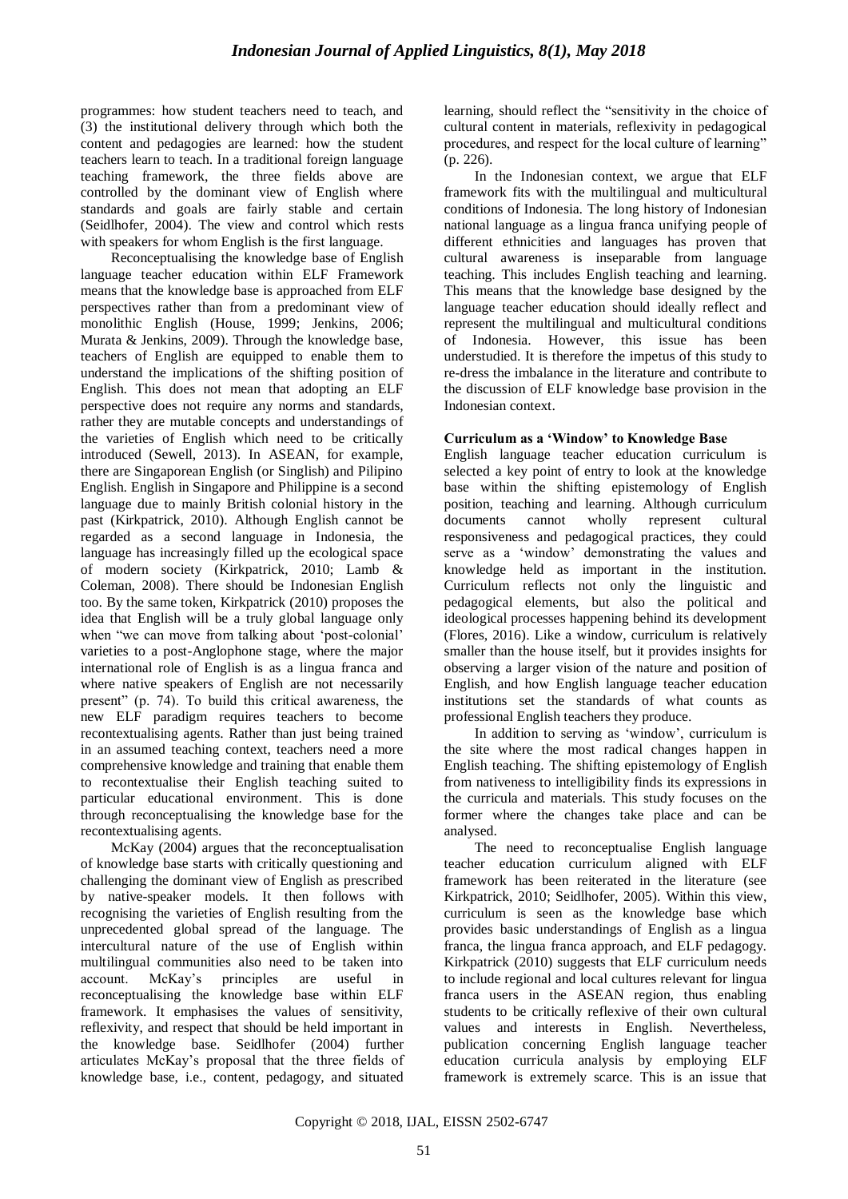programmes: how student teachers need to teach, and (3) the institutional delivery through which both the content and pedagogies are learned: how the student teachers learn to teach. In a traditional foreign language teaching framework, the three fields above are controlled by the dominant view of English where standards and goals are fairly stable and certain (Seidlhofer, 2004). The view and control which rests with speakers for whom English is the first language.

Reconceptualising the knowledge base of English language teacher education within ELF Framework means that the knowledge base is approached from ELF perspectives rather than from a predominant view of monolithic English (House, 1999; Jenkins, 2006; Murata & Jenkins, 2009). Through the knowledge base, teachers of English are equipped to enable them to understand the implications of the shifting position of English. This does not mean that adopting an ELF perspective does not require any norms and standards, rather they are mutable concepts and understandings of the varieties of English which need to be critically introduced (Sewell, 2013). In ASEAN, for example, there are Singaporean English (or Singlish) and Pilipino English. English in Singapore and Philippine is a second language due to mainly British colonial history in the past (Kirkpatrick, 2010). Although English cannot be regarded as a second language in Indonesia, the language has increasingly filled up the ecological space of modern society (Kirkpatrick, 2010; Lamb & Coleman, 2008). There should be Indonesian English too. By the same token, Kirkpatrick (2010) proposes the idea that English will be a truly global language only when "we can move from talking about 'post-colonial' varieties to a post-Anglophone stage, where the major international role of English is as a lingua franca and where native speakers of English are not necessarily present" (p. 74). To build this critical awareness, the new ELF paradigm requires teachers to become recontextualising agents. Rather than just being trained in an assumed teaching context, teachers need a more comprehensive knowledge and training that enable them to recontextualise their English teaching suited to particular educational environment. This is done through reconceptualising the knowledge base for the recontextualising agents.

McKay (2004) argues that the reconceptualisation of knowledge base starts with critically questioning and challenging the dominant view of English as prescribed by native-speaker models. It then follows with recognising the varieties of English resulting from the unprecedented global spread of the language. The intercultural nature of the use of English within multilingual communities also need to be taken into account. McKay's principles are useful in reconceptualising the knowledge base within ELF framework. It emphasises the values of sensitivity, reflexivity, and respect that should be held important in the knowledge base. Seidlhofer (2004) further articulates McKay's proposal that the three fields of knowledge base, i.e., content, pedagogy, and situated learning, should reflect the "sensitivity in the choice of cultural content in materials, reflexivity in pedagogical procedures, and respect for the local culture of learning" (p. 226).

In the Indonesian context, we argue that ELF framework fits with the multilingual and multicultural conditions of Indonesia. The long history of Indonesian national language as a lingua franca unifying people of different ethnicities and languages has proven that cultural awareness is inseparable from language teaching. This includes English teaching and learning. This means that the knowledge base designed by the language teacher education should ideally reflect and represent the multilingual and multicultural conditions of Indonesia. However, this issue has been understudied. It is therefore the impetus of this study to re-dress the imbalance in the literature and contribute to the discussion of ELF knowledge base provision in the Indonesian context.

**Curriculum as a 'Window' to Knowledge Base**

English language teacher education curriculum is selected a key point of entry to look at the knowledge base within the shifting epistemology of English position, teaching and learning. Although curriculum documents cannot wholly represent cultural responsiveness and pedagogical practices, they could serve as a 'window' demonstrating the values and knowledge held as important in the institution. Curriculum reflects not only the linguistic and pedagogical elements, but also the political and ideological processes happening behind its development (Flores, 2016). Like a window, curriculum is relatively smaller than the house itself, but it provides insights for observing a larger vision of the nature and position of English, and how English language teacher education institutions set the standards of what counts as professional English teachers they produce.

In addition to serving as 'window', curriculum is the site where the most radical changes happen in English teaching. The shifting epistemology of English from nativeness to intelligibility finds its expressions in the curricula and materials. This study focuses on the former where the changes take place and can be analysed.

The need to reconceptualise English language teacher education curriculum aligned with ELF framework has been reiterated in the literature (see Kirkpatrick, 2010; Seidlhofer, 2005). Within this view, curriculum is seen as the knowledge base which provides basic understandings of English as a lingua franca, the lingua franca approach, and ELF pedagogy. Kirkpatrick (2010) suggests that ELF curriculum needs to include regional and local cultures relevant for lingua franca users in the ASEAN region, thus enabling students to be critically reflexive of their own cultural values and interests in English. Nevertheless, publication concerning English language teacher education curricula analysis by employing ELF framework is extremely scarce. This is an issue that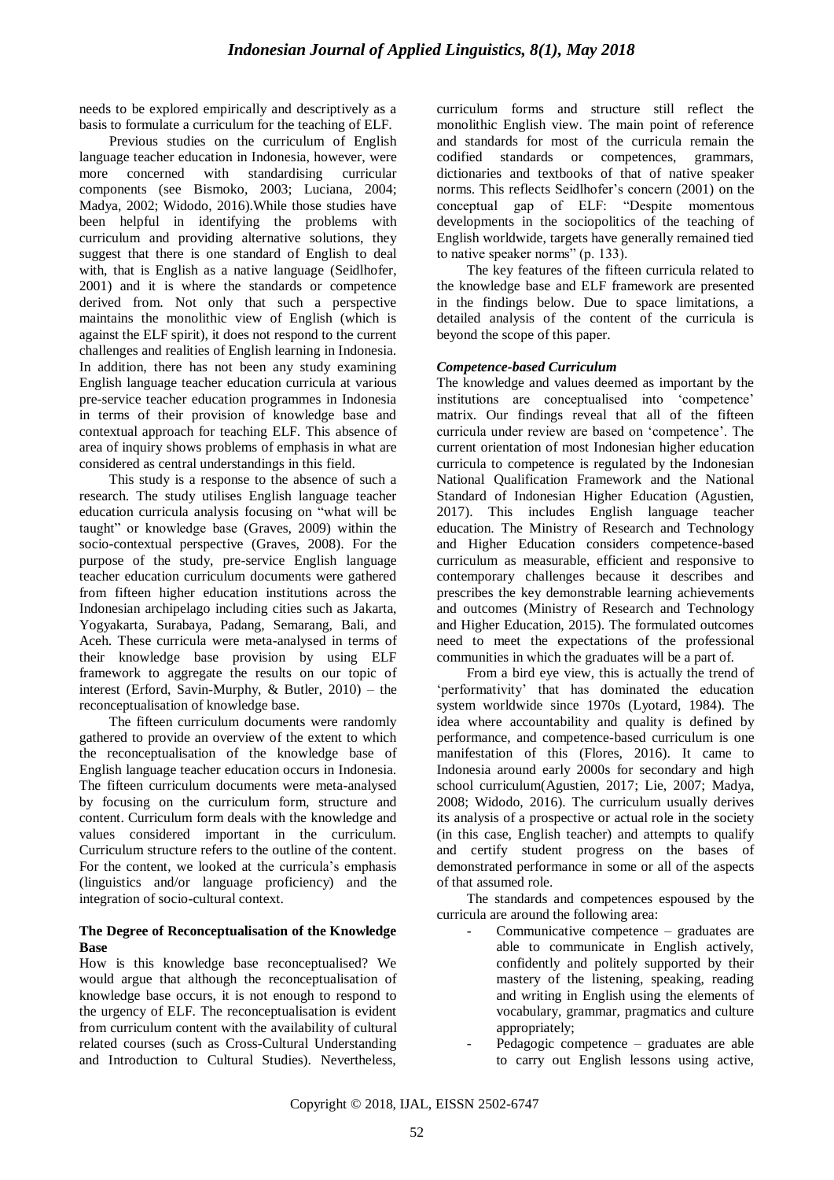needs to be explored empirically and descriptively as a basis to formulate a curriculum for the teaching of ELF.

Previous studies on the curriculum of English language teacher education in Indonesia, however, were more concerned with standardising curricular components (see Bismoko, 2003; Luciana, 2004; Madya, 2002; Widodo, 2016).While those studies have been helpful in identifying the problems with curriculum and providing alternative solutions, they suggest that there is one standard of English to deal with, that is English as a native language (Seidlhofer, 2001) and it is where the standards or competence derived from. Not only that such a perspective maintains the monolithic view of English (which is against the ELF spirit), it does not respond to the current challenges and realities of English learning in Indonesia. In addition, there has not been any study examining English language teacher education curricula at various pre-service teacher education programmes in Indonesia in terms of their provision of knowledge base and contextual approach for teaching ELF. This absence of area of inquiry shows problems of emphasis in what are considered as central understandings in this field.

This study is a response to the absence of such a research. The study utilises English language teacher education curricula analysis focusing on "what will be taught" or knowledge base (Graves, 2009) within the socio-contextual perspective (Graves, 2008). For the purpose of the study, pre-service English language teacher education curriculum documents were gathered from fifteen higher education institutions across the Indonesian archipelago including cities such as Jakarta, Yogyakarta, Surabaya, Padang, Semarang, Bali, and Aceh. These curricula were meta-analysed in terms of their knowledge base provision by using ELF framework to aggregate the results on our topic of interest (Erford, Savin-Murphy, & Butler, 2010) – the reconceptualisation of knowledge base.

The fifteen curriculum documents were randomly gathered to provide an overview of the extent to which the reconceptualisation of the knowledge base of English language teacher education occurs in Indonesia. The fifteen curriculum documents were meta-analysed by focusing on the curriculum form, structure and content. Curriculum form deals with the knowledge and values considered important in the curriculum. Curriculum structure refers to the outline of the content. For the content, we looked at the curricula's emphasis (linguistics and/or language proficiency) and the integration of socio-cultural context.

**The Degree of Reconceptualisation of the Knowledge Base**

How is this knowledge base reconceptualised? We would argue that although the reconceptualisation of knowledge base occurs, it is not enough to respond to the urgency of ELF. The reconceptualisation is evident from curriculum content with the availability of cultural related courses (such as Cross-Cultural Understanding and Introduction to Cultural Studies). Nevertheless, curriculum forms and structure still reflect the monolithic English view. The main point of reference and standards for most of the curricula remain the codified standards or competences, grammars, dictionaries and textbooks of that of native speaker norms. This reflects Seidlhofer's concern (2001) on the conceptual gap of ELF: "Despite momentous developments in the sociopolitics of the teaching of English worldwide, targets have generally remained tied to native speaker norms" (p. 133).

The key features of the fifteen curricula related to the knowledge base and ELF framework are presented in the findings below. Due to space limitations, a detailed analysis of the content of the curricula is beyond the scope of this paper.

***Competence-based Curriculum***

The knowledge and values deemed as important by the institutions are conceptualised into 'competence' matrix. Our findings reveal that all of the fifteen curricula under review are based on 'competence'. The current orientation of most Indonesian higher education curricula to competence is regulated by the Indonesian National Qualification Framework and the National Standard of Indonesian Higher Education (Agustien, 2017). This includes English language teacher education. The Ministry of Research and Technology and Higher Education considers competence-based curriculum as measurable, efficient and responsive to contemporary challenges because it describes and prescribes the key demonstrable learning achievements and outcomes (Ministry of Research and Technology and Higher Education, 2015). The formulated outcomes need to meet the expectations of the professional communities in which the graduates will be a part of.

From a bird eye view, this is actually the trend of 'performativity' that has dominated the education system worldwide since 1970s (Lyotard, 1984). The idea where accountability and quality is defined by performance, and competence-based curriculum is one manifestation of this (Flores, 2016). It came to Indonesia around early 2000s for secondary and high school curriculum(Agustien, 2017; Lie, 2007; Madya, 2008; Widodo, 2016). The curriculum usually derives its analysis of a prospective or actual role in the society (in this case, English teacher) and attempts to qualify and certify student progress on the bases of demonstrated performance in some or all of the aspects of that assumed role.

The standards and competences espoused by the curricula are around the following area:

- Communicative competence – graduates are able to communicate in English actively, confidently and politely supported by their mastery of the listening, speaking, reading and writing in English using the elements of vocabulary, grammar, pragmatics and culture appropriately;
- Pedagogic competence – graduates are able to carry out English lessons using active,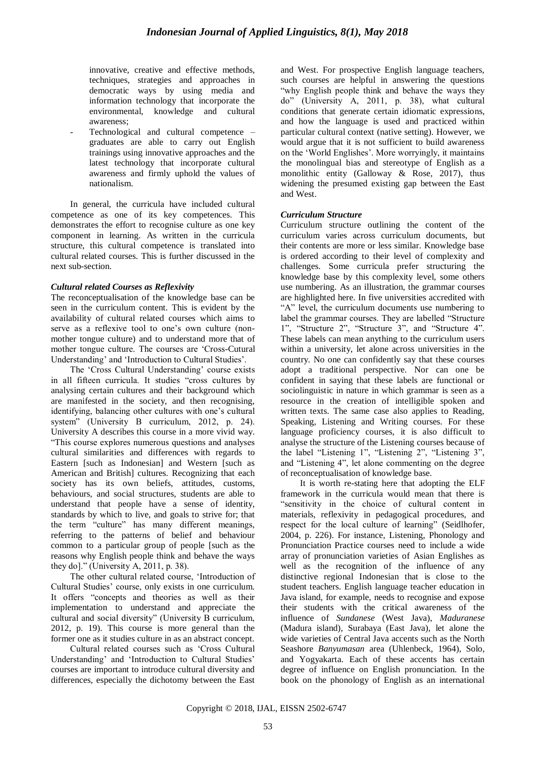innovative, creative and effective methods, techniques, strategies and approaches in democratic ways by using media and information technology that incorporate the environmental, knowledge and cultural awareness;

- Technological and cultural competence – graduates are able to carry out English trainings using innovative approaches and the latest technology that incorporate cultural awareness and firmly uphold the values of nationalism.

In general, the curricula have included cultural competence as one of its key competences. This demonstrates the effort to recognise culture as one key component in learning. As written in the curricula structure, this cultural competence is translated into cultural related courses. This is further discussed in the next sub-section.

### *Cultural related Courses as Reflexivity*

The reconceptualisation of the knowledge base can be seen in the curriculum content. This is evident by the availability of cultural related courses which aims to serve as a reflexive tool to one's own culture (non-mother tongue culture) and to understand more that of mother tongue culture. The courses are 'Cross-Cutural Understanding' and 'Introduction to Cultural Studies'.

The 'Cross Cultural Understanding' course exists in all fifteen curricula. It studies "cross cultures by analysing certain cultures and their background which are manifested in the society, and then recognising, identifying, balancing other cultures with one's cultural system" (University B curriculum, 2012, p. 24). University A describes this course in a more vivid way. "This course explores numerous questions and analyses cultural similarities and differences with regards to Eastern [such as Indonesian] and Western [such as American and British] cultures. Recognizing that each society has its own beliefs, attitudes, customs, behaviours, and social structures, students are able to understand that people have a sense of identity, standards by which to live, and goals to strive for; that the term "culture" has many different meanings, referring to the patterns of belief and behaviour common to a particular group of people [such as the reasons why English people think and behave the ways they do]." (University A, 2011, p. 38).

The other cultural related course, 'Introduction of Cultural Studies' course, only exists in one curriculum. It offers "concepts and theories as well as their implementation to understand and appreciate the cultural and social diversity" (University B curriculum, 2012, p. 19). This course is more general than the former one as it studies culture in an abstract concept.

Cultural related courses such as 'Cross Cultural Understanding' and 'Introduction to Cultural Studies' courses are important to introduce cultural diversity and differences, especially the dichotomy between the East and West. For prospective English language teachers, such courses are helpful in answering the questions "why English people think and behave the ways they do" (University A, 2011, p. 38), what cultural conditions that generate certain idiomatic expressions, and how the language is used and practiced within particular cultural context (native setting). However, we would argue that it is not sufficient to build awareness on the 'World Englishes'. More worryingly, it maintains the monolingual bias and stereotype of English as a monolithic entity (Galloway & Rose, 2017), thus widening the presumed existing gap between the East and West.

### *Curriculum Structure*

Curriculum structure outlining the content of the curriculum varies across curriculum documents, but their contents are more or less similar. Knowledge base is ordered according to their level of complexity and challenges. Some curricula prefer structuring the knowledge base by this complexity level, some others use numbering. As an illustration, the grammar courses are highlighted here. In five universities accredited with "A" level, the curriculum documents use numbering to label the grammar courses. They are labelled "Structure 1", "Structure 2", "Structure 3", and "Structure 4". These labels can mean anything to the curriculum users within a university, let alone across universities in the country. No one can confidently say that these courses adopt a traditional perspective. Nor can one be confident in saying that these labels are functional or sociolinguistic in nature in which grammar is seen as a resource in the creation of intelligible spoken and written texts. The same case also applies to Reading, Speaking, Listening and Writing courses. For these language proficiency courses, it is also difficult to analyse the structure of the Listening courses because of the label "Listening 1", "Listening 2", "Listening 3", and "Listening 4", let alone commenting on the degree of reconceptualisation of knowledge base.

It is worth re-stating here that adopting the ELF framework in the curricula would mean that there is "sensitivity in the choice of cultural content in materials, reflexivity in pedagogical procedures, and respect for the local culture of learning" (Seidlhofer, 2004, p. 226). For instance, Listening, Phonology and Pronunciation Practice courses need to include a wide array of pronunciation varieties of Asian Englishes as well as the recognition of the influence of any distinctive regional Indonesian that is close to the student teachers. English language teacher education in Java island, for example, needs to recognise and expose their students with the critical awareness of the influence of *Sundanese* (West Java), *Maduranese* (Madura island), Surabaya (East Java), let alone the wide varieties of Central Java accents such as the North Seashore *Banyumasan* area (Uhlenbeck, 1964), Solo, and Yogyakarta. Each of these accents has certain degree of influence on English pronunciation. In the book on the phonology of English as an international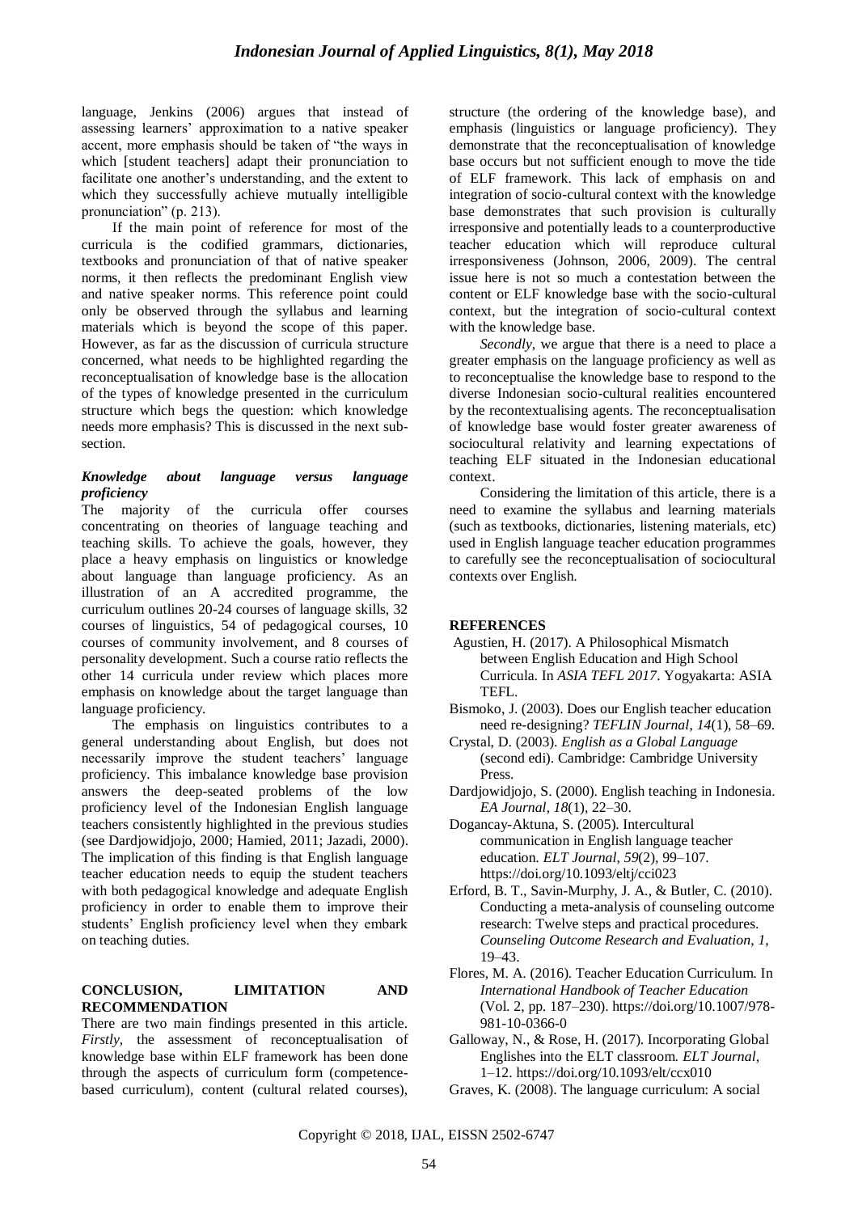language, Jenkins (2006) argues that instead of assessing learners' approximation to a native speaker accent, more emphasis should be taken of "the ways in which [student teachers] adapt their pronunciation to facilitate one another's understanding, and the extent to which they successfully achieve mutually intelligible pronunciation" (p. 213).

If the main point of reference for most of the curricula is the codified grammars, dictionaries, textbooks and pronunciation of that of native speaker norms, it then reflects the predominant English view and native speaker norms. This reference point could only be observed through the syllabus and learning materials which is beyond the scope of this paper. However, as far as the discussion of curricula structure concerned, what needs to be highlighted regarding the reconceptualisation of knowledge base is the allocation of the types of knowledge presented in the curriculum structure which begs the question: which knowledge needs more emphasis? This is discussed in the next sub-section.

### *Knowledge about language versus language proficiency*

The majority of the curricula offer courses concentrating on theories of language teaching and teaching skills. To achieve the goals, however, they place a heavy emphasis on linguistics or knowledge about language than language proficiency. As an illustration of an A accredited programme, the curriculum outlines 20-24 courses of language skills, 32 courses of linguistics, 54 of pedagogical courses, 10 courses of community involvement, and 8 courses of personality development. Such a course ratio reflects the other 14 curricula under review which places more emphasis on knowledge about the target language than language proficiency.

The emphasis on linguistics contributes to a general understanding about English, but does not necessarily improve the student teachers' language proficiency. This imbalance knowledge base provision answers the deep-seated problems of the low proficiency level of the Indonesian English language teachers consistently highlighted in the previous studies (see Dardjowidjojo, 2000; Hamied, 2011; Jazadi, 2000). The implication of this finding is that English language teacher education needs to equip the student teachers with both pedagogical knowledge and adequate English proficiency in order to enable them to improve their students' English proficiency level when they embark on teaching duties.

## CONCLUSION, LIMITATION AND RECOMMENDATION

There are two main findings presented in this article. *Firstly*, the assessment of reconceptualisation of knowledge base within ELF framework has been done through the aspects of curriculum form (competence-based curriculum), content (cultural related courses), structure (the ordering of the knowledge base), and emphasis (linguistics or language proficiency). They demonstrate that the reconceptualisation of knowledge base occurs but not sufficient enough to move the tide of ELF framework. This lack of emphasis on and integration of socio-cultural context with the knowledge base demonstrates that such provision is culturally irresponsive and potentially leads to a counterproductive teacher education which will reproduce cultural irresponsiveness (Johnson, 2006, 2009). The central issue here is not so much a contestation between the content or ELF knowledge base with the socio-cultural context, but the integration of socio-cultural context with the knowledge base.

*Secondly*, we argue that there is a need to place a greater emphasis on the language proficiency as well as to reconceptualise the knowledge base to respond to the diverse Indonesian socio-cultural realities encountered by the recontextualising agents. The reconceptualisation of knowledge base would foster greater awareness of sociocultural relativity and learning expectations of teaching ELF situated in the Indonesian educational context.

Considering the limitation of this article, there is a need to examine the syllabus and learning materials (such as textbooks, dictionaries, listening materials, etc) used in English language teacher education programmes to carefully see the reconceptualisation of sociocultural contexts over English.

## REFERENCES

Agustien, H. (2017). A Philosophical Mismatch between English Education and High School Curricula. In *ASIA TEFL 2017*. Yogyakarta: ASIA TEFL.

Bismoko, J. (2003). Does our English teacher education need re-designing? *TEFLIN Journal*, *14*(1), 58–69.

Crystal, D. (2003). *English as a Global Language* (second edi). Cambridge: Cambridge University Press.

Dardjowidjojo, S. (2000). English teaching in Indonesia. *EA Journal*, *18*(1), 22–30.

Dogancay-Aktuna, S. (2005). Intercultural communication in English language teacher education. *ELT Journal*, *59*(2), 99–107. https://doi.org/10.1093/eltj/cci023

Erford, B. T., Savin-Murphy, J. A., & Butler, C. (2010). Conducting a meta-analysis of counseling outcome research: Twelve steps and practical procedures. *Counseling Outcome Research and Evaluation*, *1*, 19–43.

Flores, M. A. (2016). Teacher Education Curriculum. In *International Handbook of Teacher Education* (Vol. 2, pp. 187–230). https://doi.org/10.1007/978-981-10-0366-0

Galloway, N., & Rose, H. (2017). Incorporating Global Englishes into the ELT classroom. *ELT Journal*, 1–12. https://doi.org/10.1093/elt/ccx010

Graves, K. (2008). The language curriculum: A social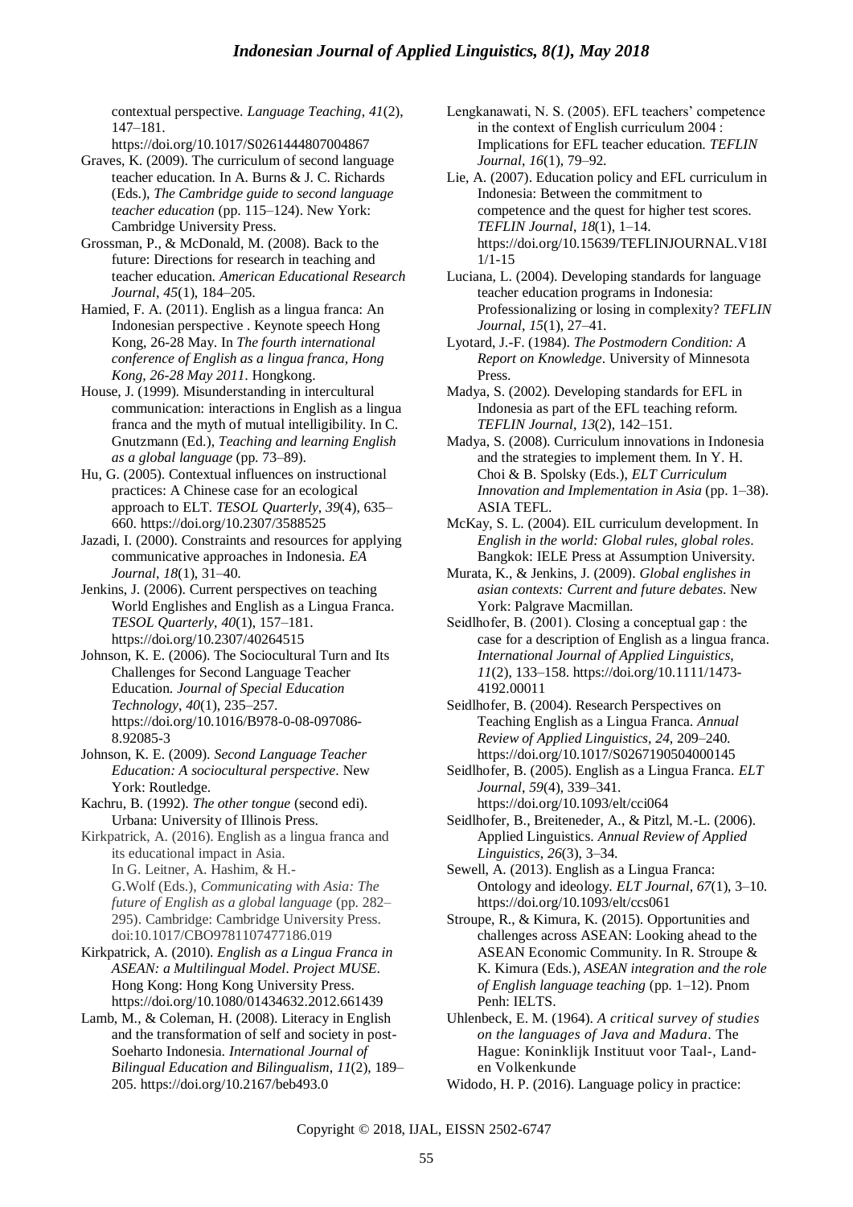contextual perspective. *Language Teaching*, *41*(2), 147–181. https://doi.org/10.1017/S0261444807004867

Graves, K. (2009). The curriculum of second language teacher education. In A. Burns & J. C. Richards (Eds.), *The Cambridge guide to second language teacher education* (pp. 115–124). New York: Cambridge University Press.

Grossman, P., & McDonald, M. (2008). Back to the future: Directions for research in teaching and teacher education. *American Educational Research Journal*, *45*(1), 184–205.

Hamied, F. A. (2011). English as a lingua franca: An Indonesian perspective . Keynote speech Hong Kong, 26-28 May. In *The fourth international conference of English as a lingua franca, Hong Kong, 26-28 May 2011*. Hongkong.

House, J. (1999). Misunderstanding in intercultural communication: interactions in English as a lingua franca and the myth of mutual intelligibility. In C. Gnutzmann (Ed.), *Teaching and learning English as a global language* (pp. 73–89).

Hu, G. (2005). Contextual influences on instructional practices: A Chinese case for an ecological approach to ELT. *TESOL Quarterly*, *39*(4), 635–660. https://doi.org/10.2307/3588525

Jazadi, I. (2000). Constraints and resources for applying communicative approaches in Indonesia. *EA Journal*, *18*(1), 31–40.

Jenkins, J. (2006). Current perspectives on teaching World Englishes and English as a Lingua Franca. *TESOL Quarterly*, *40*(1), 157–181. https://doi.org/10.2307/40264515

Johnson, K. E. (2006). The Sociocultural Turn and Its Challenges for Second Language Teacher Education. *Journal of Special Education Technology*, *40*(1), 235–257. https://doi.org/10.1016/B978-0-08-097086-8.92085-3

Johnson, K. E. (2009). *Second Language Teacher Education: A sociocultural perspective*. New York: Routledge.

Kachru, B. (1992). *The other tongue* (second edi). Urbana: University of Illinois Press.

Kirkpatrick, A. (2016). English as a lingua franca and its educational impact in Asia. In G. Leitner, A. Hashim, & H.-G.Wolf (Eds.), *Communicating with Asia: The future of English as a global language* (pp. 282–295). Cambridge: Cambridge University Press. doi:10.1017/CBO9781107477186.019

Kirkpatrick, A. (2010). *English as a Lingua Franca in ASEAN: a Multilingual Model*. *Project MUSE*. Hong Kong: Hong Kong University Press. https://doi.org/10.1080/01434632.2012.661439

Lamb, M., & Coleman, H. (2008). Literacy in English and the transformation of self and society in post-Soeharto Indonesia. *International Journal of Bilingual Education and Bilingualism*, *11*(2), 189–205. https://doi.org/10.2167/beb493.0

Lengkanawati, N. S. (2005). EFL teachers' competence in the context of English curriculum 2004 : Implications for EFL teacher education. *TEFLIN Journal*, *16*(1), 79–92.

Lie, A. (2007). Education policy and EFL curriculum in Indonesia: Between the commitment to competence and the quest for higher test scores. *TEFLIN Journal*, *18*(1), 1–14. https://doi.org/10.15639/TEFLINJOURNAL.V18I1/1-15

Luciana, L. (2004). Developing standards for language teacher education programs in Indonesia: Professionalizing or losing in complexity? *TEFLIN Journal*, *15*(1), 27–41.

Lyotard, J.-F. (1984). *The Postmodern Condition: A Report on Knowledge*. University of Minnesota Press.

Madya, S. (2002). Developing standards for EFL in Indonesia as part of the EFL teaching reform. *TEFLIN Journal*, *13*(2), 142–151.

Madya, S. (2008). Curriculum innovations in Indonesia and the strategies to implement them. In Y. H. Choi & B. Spolsky (Eds.), *ELT Curriculum Innovation and Implementation in Asia* (pp. 1–38). ASIA TEFL.

McKay, S. L. (2004). EIL curriculum development. In *English in the world: Global rules, global roles*. Bangkok: IELE Press at Assumption University.

Murata, K., & Jenkins, J. (2009). *Global englishes in asian contexts: Current and future debates*. New York: Palgrave Macmillan.

Seidlhofer, B. (2001). Closing a conceptual gap : the case for a description of English as a lingua franca. *International Journal of Applied Linguistics*, *11*(2), 133–158. https://doi.org/10.1111/1473-4192.00011

Seidlhofer, B. (2004). Research Perspectives on Teaching English as a Lingua Franca. *Annual Review of Applied Linguistics*, *24*, 209–240. https://doi.org/10.1017/S0267190504000145

Seidlhofer, B. (2005). English as a Lingua Franca. *ELT Journal*, *59*(4), 339–341. https://doi.org/10.1093/elt/cci064

Seidlhofer, B., Breiteneder, A., & Pitzl, M.-L. (2006). Applied Linguistics. *Annual Review of Applied Linguistics*, *26*(3), 3–34.

Sewell, A. (2013). English as a Lingua Franca: Ontology and ideology. *ELT Journal*, *67*(1), 3–10. https://doi.org/10.1093/elt/ccs061

Stroupe, R., & Kimura, K. (2015). Opportunities and challenges across ASEAN: Looking ahead to the ASEAN Economic Community. In R. Stroupe & K. Kimura (Eds.), *ASEAN integration and the role of English language teaching* (pp. 1–12). Pnom Penh: IELTS.

Uhlenbeck, E. M. (1964). *A critical survey of studies on the languages of Java and Madura*. The Hague: Koninklijk Instituut voor Taal-, Land-en Volkenkunde

Widodo, H. P. (2016). Language policy in practice: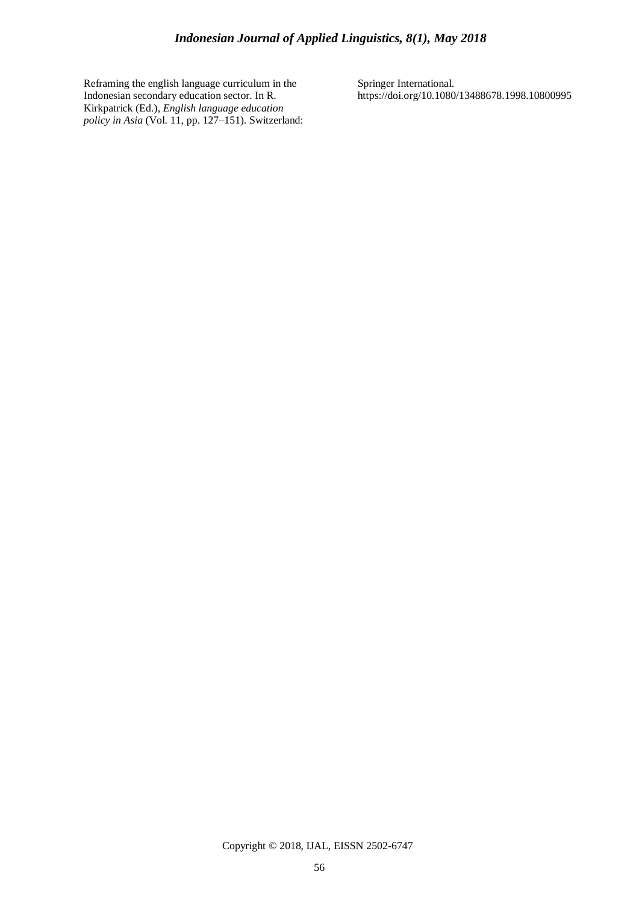Reframing the english language curriculum in the Indonesian secondary education sector. In R. Kirkpatrick (Ed.), *English language education policy in Asia* (Vol. 11, pp. 127–151). Switzerland: Springer International. https://doi.org/10.1080/13488678.1998.10800995